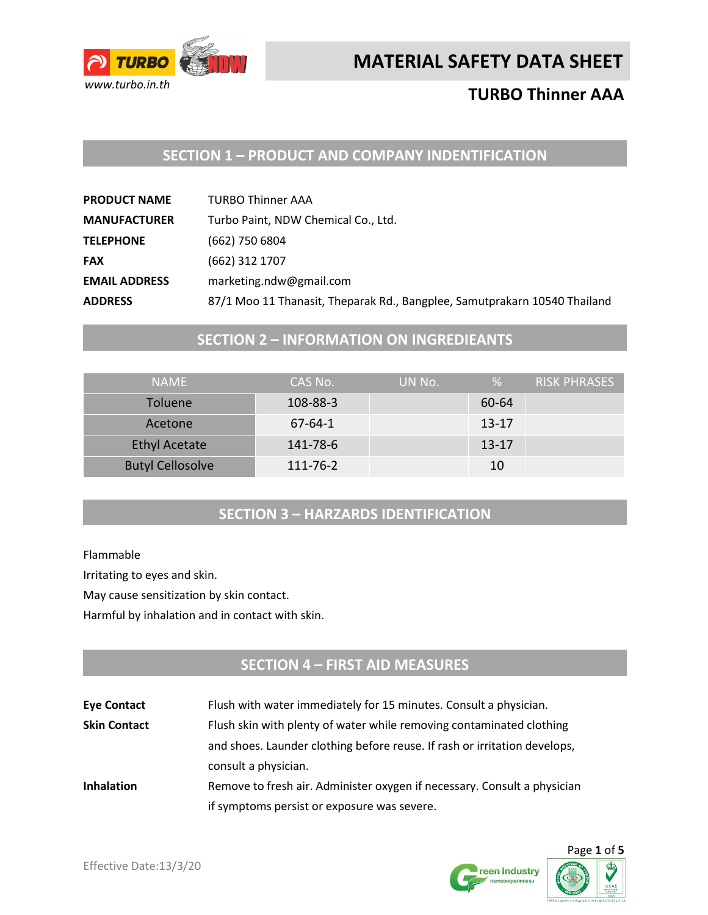# MATERIAL SAFETY DATA SHEET

## TURBO Thinner AAA

## SECTION 1 – PRODUCT AND COMPANY INDENTIFICATION

| | |
|---|---|
| **PRODUCT NAME** | TURBO Thinner AAA |
| **MANUFACTURER** | Turbo Paint, NDW Chemical Co., Ltd. |
| **TELEPHONE** | (662) 750 6804 |
| **FAX** | (662) 312 1707 |
| **EMAIL ADDRESS** | marketing.ndw@gmail.com |
| **ADDRESS** | 87/1 Moo 11 Thanasit, Theparak Rd., Bangplee, Samutprakarn 10540 Thailand |

## SECTION 2 – INFORMATION ON INGREDIEANTS

| NAME | CAS No. | UN No. | % | RISK PHRASES |
|---|---|---|---|---|
| Toluene | 108-88-3 | | 60-64 | |
| Acetone | 67-64-1 | | 13-17 | |
| Ethyl Acetate | 141-78-6 | | 13-17 | |
| Butyl Cellosolve | 111-76-2 | | 10 | |

## SECTION 3 – HARZARDS IDENTIFICATION

Flammable

Irritating to eyes and skin.

May cause sensitization by skin contact.

Harmful by inhalation and in contact with skin.

## SECTION 4 – FIRST AID MEASURES

| | |
|---|---|
| **Eye Contact** | Flush with water immediately for 15 minutes. Consult a physician. |
| **Skin Contact** | Flush skin with plenty of water while removing contaminated clothing and shoes. Launder clothing before reuse. If rash or irritation develops, consult a physician. |
| **Inhalation** | Remove to fresh air. Administer oxygen if necessary. Consult a physician if symptoms persist or exposure was severe. |

Effective Date:13/3/20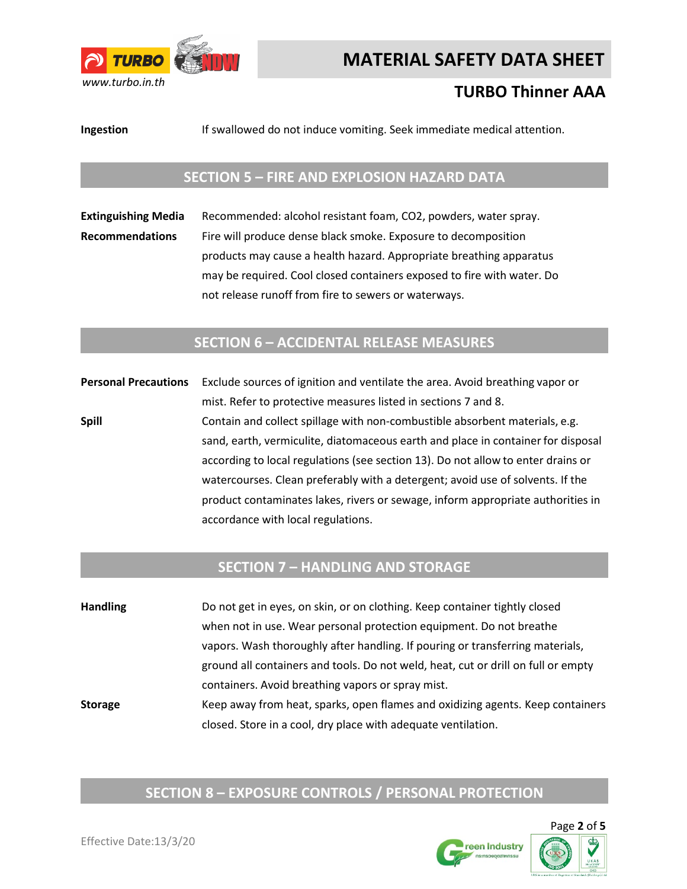**Ingestion** If swallowed do not induce vomiting. Seek immediate medical attention.

## SECTION 5 – FIRE AND EXPLOSION HAZARD DATA

**Extinguishing Media** Recommended: alcohol resistant foam, $CO_2$, powders, water spray.

**Recommendations** Fire will produce dense black smoke. Exposure to decomposition products may cause a health hazard. Appropriate breathing apparatus may be required. Cool closed containers exposed to fire with water. Do not release runoff from fire to sewers or waterways.

## SECTION 6 – ACCIDENTAL RELEASE MEASURES

**Personal Precautions** Exclude sources of ignition and ventilate the area. Avoid breathing vapor or mist. Refer to protective measures listed in sections 7 and 8.

**Spill** Contain and collect spillage with non-combustible absorbent materials, e.g. sand, earth, vermiculite, diatomaceous earth and place in container for disposal according to local regulations (see section 13). Do not allow to enter drains or watercourses. Clean preferably with a detergent; avoid use of solvents. If the product contaminates lakes, rivers or sewage, inform appropriate authorities in accordance with local regulations.

## SECTION 7 – HANDLING AND STORAGE

**Handling** Do not get in eyes, on skin, or on clothing. Keep container tightly closed when not in use. Wear personal protection equipment. Do not breathe vapors. Wash thoroughly after handling. If pouring or transferring materials, ground all containers and tools. Do not weld, heat, cut or drill on full or empty containers. Avoid breathing vapors or spray mist.

**Storage** Keep away from heat, sparks, open flames and oxidizing agents. Keep containers closed. Store in a cool, dry place with adequate ventilation.

## SECTION 8 – EXPOSURE CONTROLS / PERSONAL PROTECTION

Effective Date:13/3/20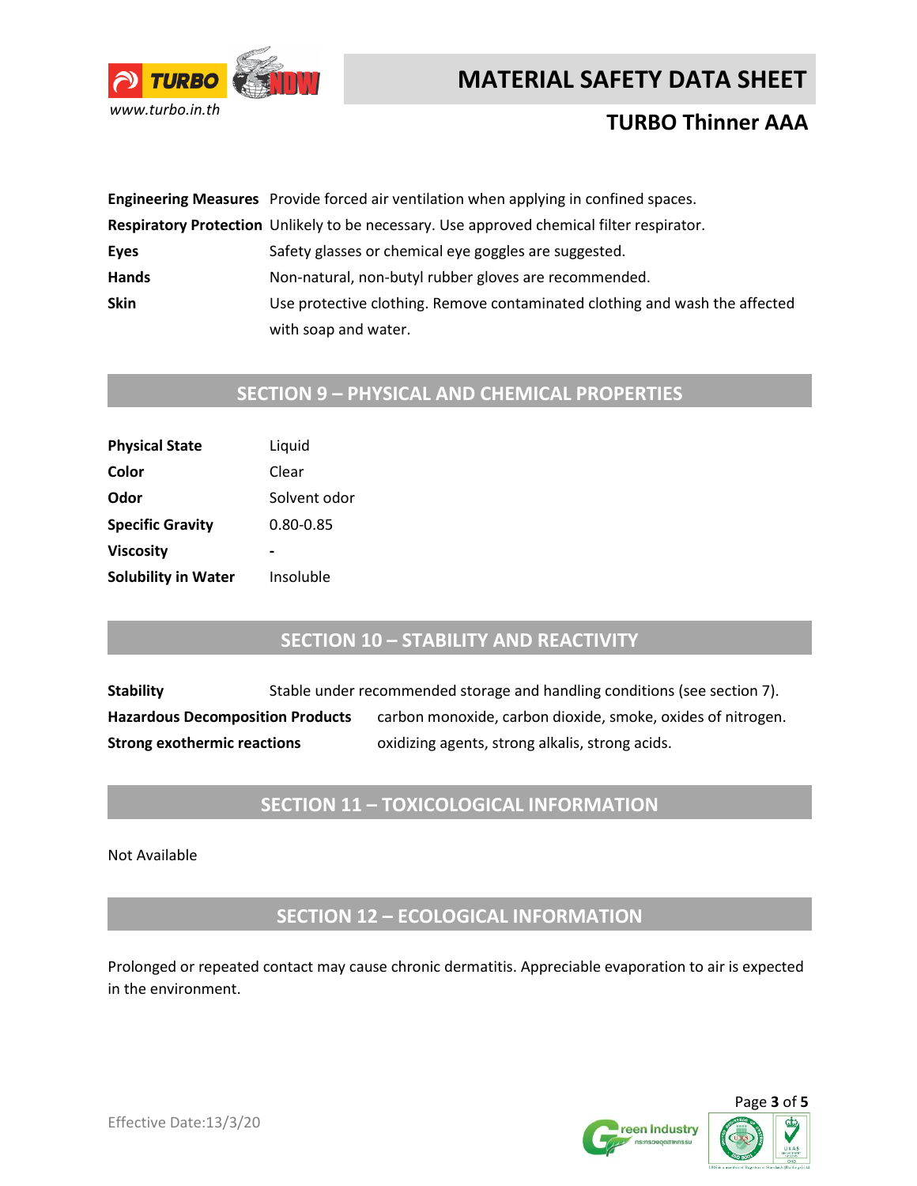| | |
|---|---|
| **Engineering Measures** | Provide forced air ventilation when applying in confined spaces. |
| **Respiratory Protection** | Unlikely to be necessary. Use approved chemical filter respirator. |
| **Eyes** | Safety glasses or chemical eye goggles are suggested. |
| **Hands** | Non-natural, non-butyl rubber gloves are recommended. |
| **Skin** | Use protective clothing. Remove contaminated clothing and wash the affected with soap and water. |

## SECTION 9 – PHYSICAL AND CHEMICAL PROPERTIES

| | |
|---|---|
| **Physical State** | Liquid |
| **Color** | Clear |
| **Odor** | Solvent odor |
| **Specific Gravity** | 0.80-0.85 |
| **Viscosity** | - |
| **Solubility in Water** | Insoluble |

## SECTION 10 – STABILITY AND REACTIVITY

| | |
|---|---|
| **Stability** | Stable under recommended storage and handling conditions (see section 7). |
| **Hazardous Decomposition Products** | carbon monoxide, carbon dioxide, smoke, oxides of nitrogen. |
| **Strong exothermic reactions** | oxidizing agents, strong alkalis, strong acids. |

## SECTION 11 – TOXICOLOGICAL INFORMATION

Not Available

## SECTION 12 – ECOLOGICAL INFORMATION

Prolonged or repeated contact may cause chronic dermatitis. Appreciable evaporation to air is expected in the environment.

Effective Date:13/3/20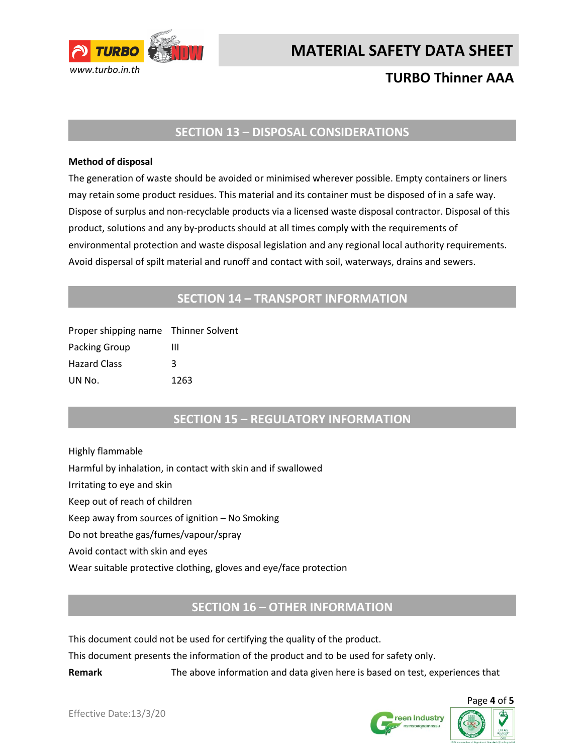## SECTION 13 – DISPOSAL CONSIDERATIONS

**Method of disposal**

The generation of waste should be avoided or minimised wherever possible. Empty containers or liners may retain some product residues. This material and its container must be disposed of in a safe way. Dispose of surplus and non-recyclable products via a licensed waste disposal contractor. Disposal of this product, solutions and any by-products should at all times comply with the requirements of environmental protection and waste disposal legislation and any regional local authority requirements. Avoid dispersal of spilt material and runoff and contact with soil, waterways, drains and sewers.

## SECTION 14 – TRANSPORT INFORMATION

| | |
|---|---|
| Proper shipping name | Thinner Solvent |
| Packing Group | III |
| Hazard Class | 3 |
| UN No. | 1263 |

## SECTION 15 – REGULATORY INFORMATION

Highly flammable
Harmful by inhalation, in contact with skin and if swallowed
Irritating to eye and skin
Keep out of reach of children
Keep away from sources of ignition – No Smoking
Do not breathe gas/fumes/vapour/spray
Avoid contact with skin and eyes
Wear suitable protective clothing, gloves and eye/face protection

## SECTION 16 – OTHER INFORMATION

This document could not be used for certifying the quality of the product.
This document presents the information of the product and to be used for safety only.

**Remark** The above information and data given here is based on test, experiences that

Effective Date:13/3/20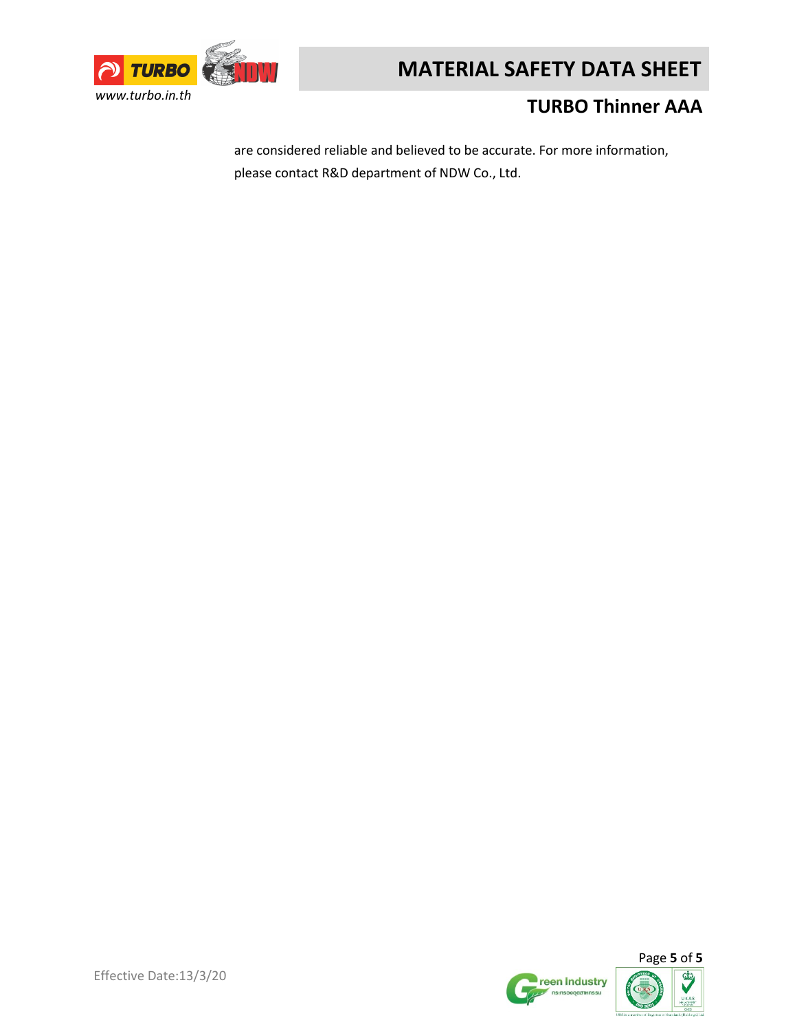are considered reliable and believed to be accurate. For more information, please contact R&D department of NDW Co., Ltd.